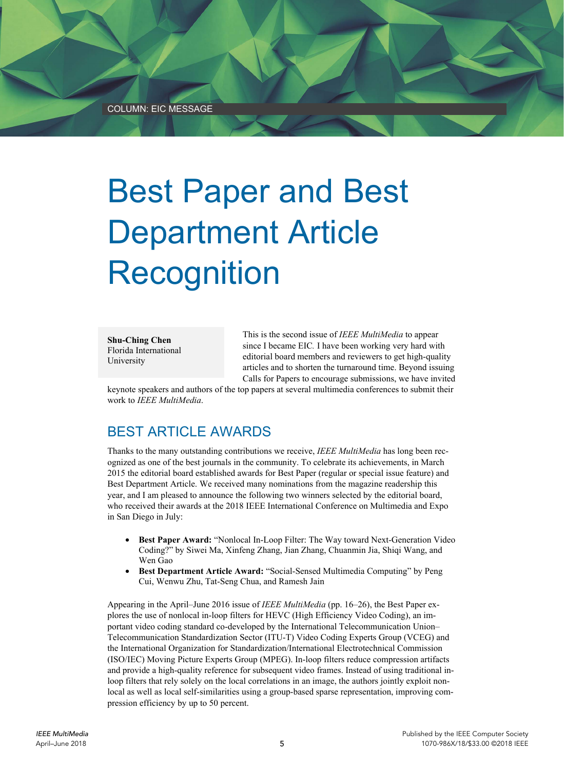COLUMN: EIC MESSAGE

# Best Paper and Best Department Article Recognition

**Shu-Ching Chen**
Florida International University

This is the second issue of *IEEE MultiMedia* to appear since I became EIC. I have been working very hard with editorial board members and reviewers to get high-quality articles and to shorten the turnaround time. Beyond issuing Calls for Papers to encourage submissions, we have invited keynote speakers and authors of the top papers at several multimedia conferences to submit their work to *IEEE MultiMedia*.

## BEST ARTICLE AWARDS

Thanks to the many outstanding contributions we receive, *IEEE MultiMedia* has long been recognized as one of the best journals in the community. To celebrate its achievements, in March 2015 the editorial board established awards for Best Paper (regular or special issue feature) and Best Department Article. We received many nominations from the magazine readership this year, and I am pleased to announce the following two winners selected by the editorial board, who received their awards at the 2018 IEEE International Conference on Multimedia and Expo in San Diego in July:

- **Best Paper Award:** "Nonlocal In-Loop Filter: The Way toward Next-Generation Video Coding?" by Siwei Ma, Xinfeng Zhang, Jian Zhang, Chuanmin Jia, Shiqi Wang, and Wen Gao
- **Best Department Article Award:** "Social-Sensed Multimedia Computing" by Peng Cui, Wenwu Zhu, Tat-Seng Chua, and Ramesh Jain

Appearing in the April–June 2016 issue of *IEEE MultiMedia* (pp. 16–26), the Best Paper explores the use of nonlocal in-loop filters for HEVC (High Efficiency Video Coding), an important video coding standard co-developed by the International Telecommunication Union–Telecommunication Standardization Sector (ITU-T) Video Coding Experts Group (VCEG) and the International Organization for Standardization/International Electrotechnical Commission (ISO/IEC) Moving Picture Experts Group (MPEG). In-loop filters reduce compression artifacts and provide a high-quality reference for subsequent video frames. Instead of using traditional in-loop filters that rely solely on the local correlations in an image, the authors jointly exploit non-local as well as local self-similarities using a group-based sparse representation, improving compression efficiency by up to 50 percent.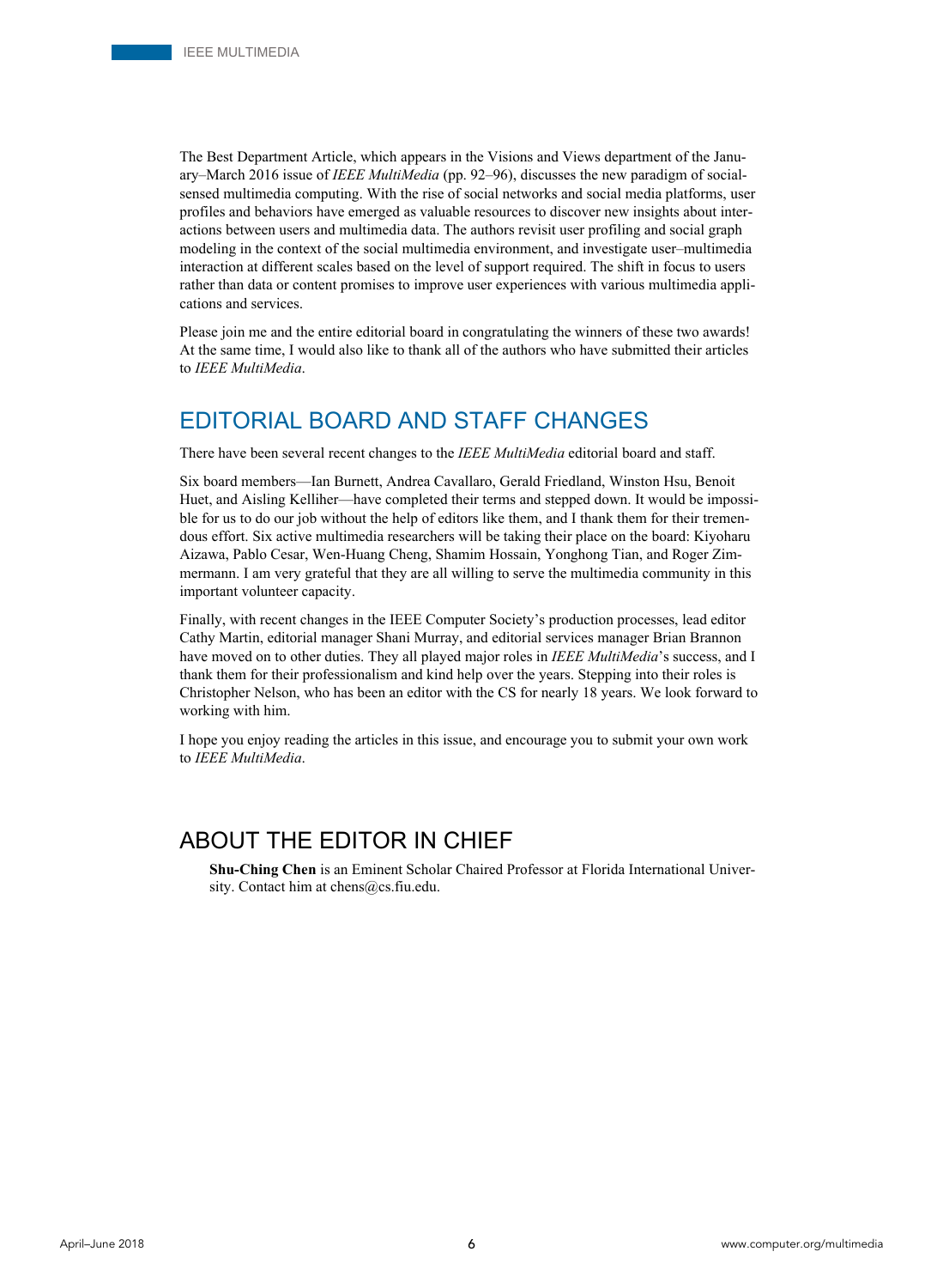The Best Department Article, which appears in the Visions and Views department of the January–March 2016 issue of *IEEE MultiMedia* (pp. 92–96), discusses the new paradigm of social-sensed multimedia computing. With the rise of social networks and social media platforms, user profiles and behaviors have emerged as valuable resources to discover new insights about interactions between users and multimedia data. The authors revisit user profiling and social graph modeling in the context of the social multimedia environment, and investigate user–multimedia interaction at different scales based on the level of support required. The shift in focus to users rather than data or content promises to improve user experiences with various multimedia applications and services.

Please join me and the entire editorial board in congratulating the winners of these two awards! At the same time, I would also like to thank all of the authors who have submitted their articles to *IEEE MultiMedia*.

## EDITORIAL BOARD AND STAFF CHANGES

There have been several recent changes to the *IEEE MultiMedia* editorial board and staff.

Six board members—Ian Burnett, Andrea Cavallaro, Gerald Friedland, Winston Hsu, Benoit Huet, and Aisling Kelliher—have completed their terms and stepped down. It would be impossible for us to do our job without the help of editors like them, and I thank them for their tremendous effort. Six active multimedia researchers will be taking their place on the board: Kiyoharu Aizawa, Pablo Cesar, Wen-Huang Cheng, Shamim Hossain, Yonghong Tian, and Roger Zimmermann. I am very grateful that they are all willing to serve the multimedia community in this important volunteer capacity.

Finally, with recent changes in the IEEE Computer Society's production processes, lead editor Cathy Martin, editorial manager Shani Murray, and editorial services manager Brian Brannon have moved on to other duties. They all played major roles in *IEEE MultiMedia*'s success, and I thank them for their professionalism and kind help over the years. Stepping into their roles is Christopher Nelson, who has been an editor with the CS for nearly 18 years. We look forward to working with him.

I hope you enjoy reading the articles in this issue, and encourage you to submit your own work to *IEEE MultiMedia*.

## ABOUT THE EDITOR IN CHIEF

**Shu-Ching Chen** is an Eminent Scholar Chaired Professor at Florida International University. Contact him at chens@cs.fiu.edu.